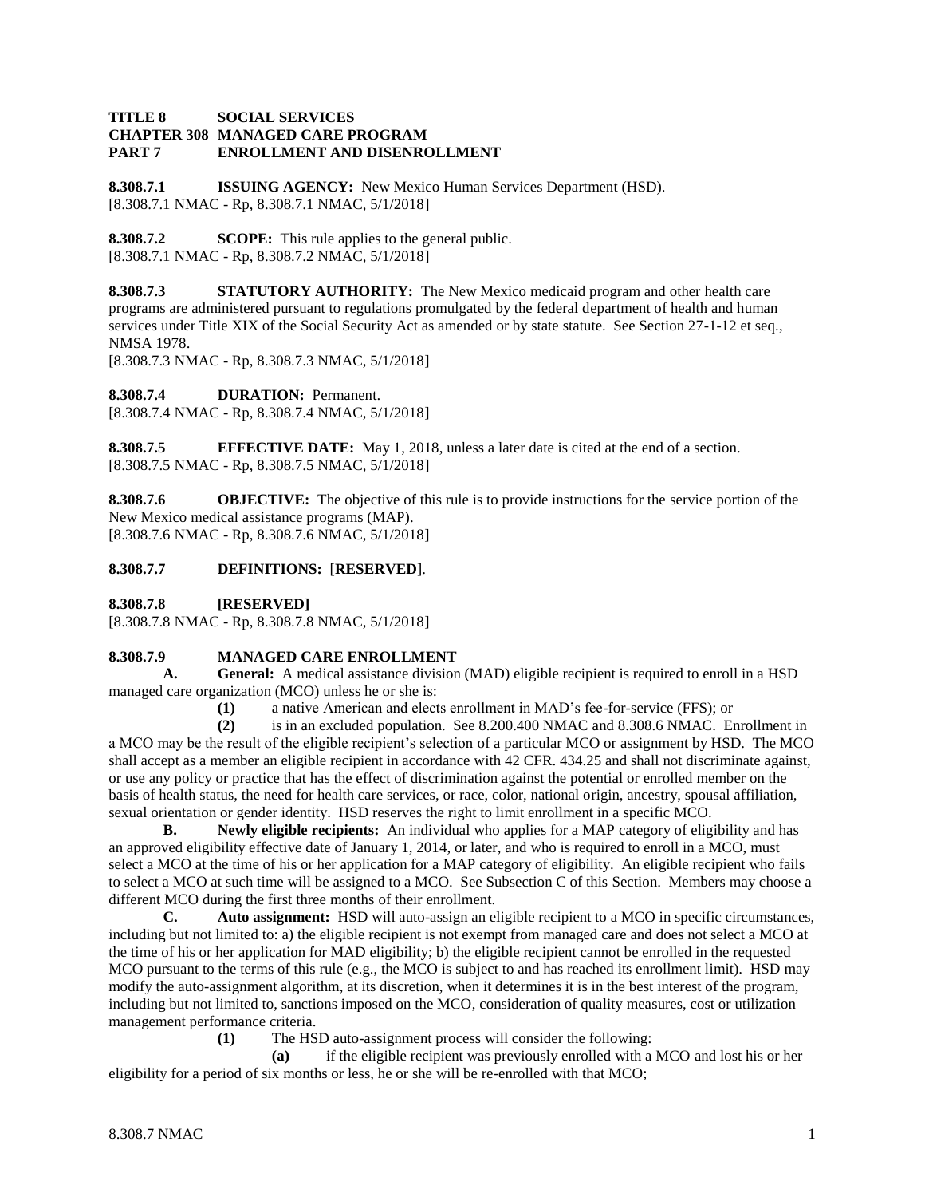**TITLE 8 SOCIAL SERVICES**
**CHAPTER 308 MANAGED CARE PROGRAM**
**PART 7 ENROLLMENT AND DISENROLLMENT**

**8.308.7.1 ISSUING AGENCY:** New Mexico Human Services Department (HSD).
[8.308.7.1 NMAC - Rp, 8.308.7.1 NMAC, 5/1/2018]

**8.308.7.2 SCOPE:** This rule applies to the general public.
[8.308.7.1 NMAC - Rp, 8.308.7.2 NMAC, 5/1/2018]

**8.308.7.3 STATUTORY AUTHORITY:** The New Mexico medicaid program and other health care programs are administered pursuant to regulations promulgated by the federal department of health and human services under Title XIX of the Social Security Act as amended or by state statute. See Section 27-1-12 et seq., NMSA 1978.
[8.308.7.3 NMAC - Rp, 8.308.7.3 NMAC, 5/1/2018]

**8.308.7.4 DURATION:** Permanent.
[8.308.7.4 NMAC - Rp, 8.308.7.4 NMAC, 5/1/2018]

**8.308.7.5 EFFECTIVE DATE:** May 1, 2018, unless a later date is cited at the end of a section.
[8.308.7.5 NMAC - Rp, 8.308.7.5 NMAC, 5/1/2018]

**8.308.7.6 OBJECTIVE:** The objective of this rule is to provide instructions for the service portion of the New Mexico medical assistance programs (MAP).
[8.308.7.6 NMAC - Rp, 8.308.7.6 NMAC, 5/1/2018]

**8.308.7.7 DEFINITIONS:** [**RESERVED**].

**8.308.7.8 [RESERVED]**
[8.308.7.8 NMAC - Rp, 8.308.7.8 NMAC, 5/1/2018]

**8.308.7.9 MANAGED CARE ENROLLMENT**

**A. General:** A medical assistance division (MAD) eligible recipient is required to enroll in a HSD managed care organization (MCO) unless he or she is:

**(1)** a native American and elects enrollment in MAD's fee-for-service (FFS); or

**(2)** is in an excluded population. See 8.200.400 NMAC and 8.308.6 NMAC. Enrollment in a MCO may be the result of the eligible recipient's selection of a particular MCO or assignment by HSD. The MCO shall accept as a member an eligible recipient in accordance with 42 CFR. 434.25 and shall not discriminate against, or use any policy or practice that has the effect of discrimination against the potential or enrolled member on the basis of health status, the need for health care services, or race, color, national origin, ancestry, spousal affiliation, sexual orientation or gender identity. HSD reserves the right to limit enrollment in a specific MCO.

**B. Newly eligible recipients:** An individual who applies for a MAP category of eligibility and has an approved eligibility effective date of January 1, 2014, or later, and who is required to enroll in a MCO, must select a MCO at the time of his or her application for a MAP category of eligibility. An eligible recipient who fails to select a MCO at such time will be assigned to a MCO. See Subsection C of this Section. Members may choose a different MCO during the first three months of their enrollment.

**C. Auto assignment:** HSD will auto-assign an eligible recipient to a MCO in specific circumstances, including but not limited to: a) the eligible recipient is not exempt from managed care and does not select a MCO at the time of his or her application for MAD eligibility; b) the eligible recipient cannot be enrolled in the requested MCO pursuant to the terms of this rule (e.g., the MCO is subject to and has reached its enrollment limit). HSD may modify the auto-assignment algorithm, at its discretion, when it determines it is in the best interest of the program, including but not limited to, sanctions imposed on the MCO, consideration of quality measures, cost or utilization management performance criteria.

**(1)** The HSD auto-assignment process will consider the following:

**(a)** if the eligible recipient was previously enrolled with a MCO and lost his or her eligibility for a period of six months or less, he or she will be re-enrolled with that MCO;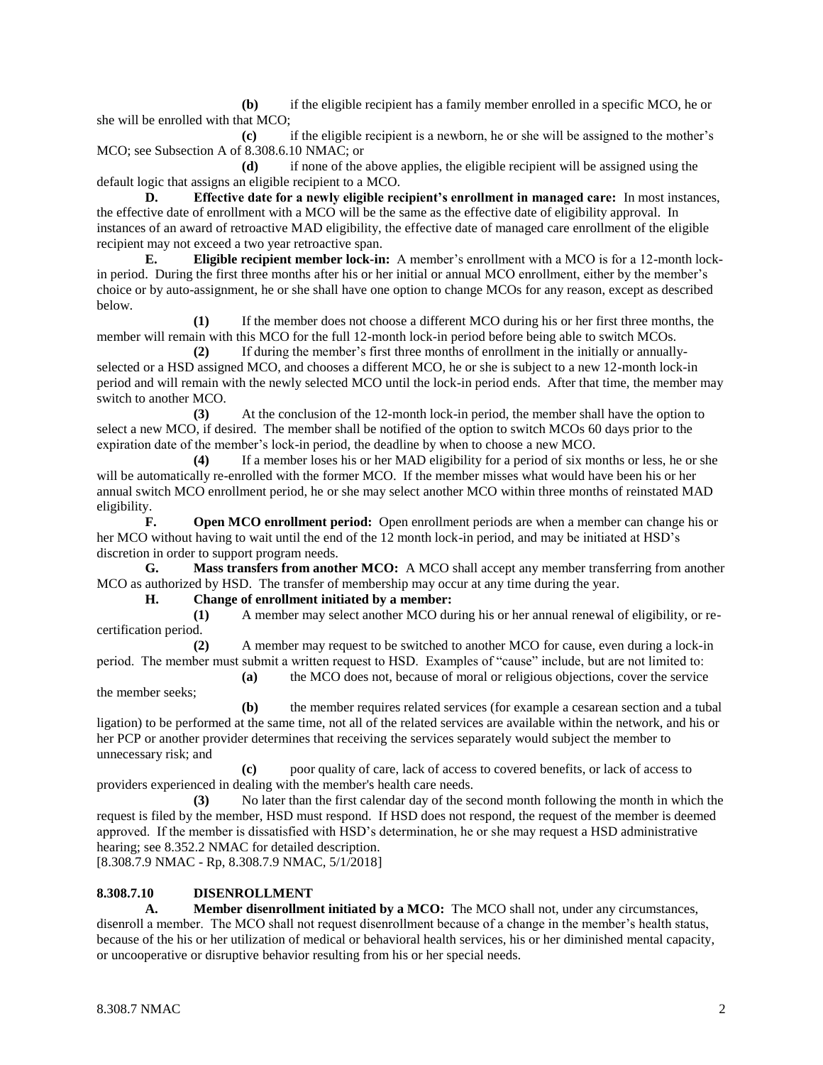**(b)** if the eligible recipient has a family member enrolled in a specific MCO, he or she will be enrolled with that MCO;

**(c)** if the eligible recipient is a newborn, he or she will be assigned to the mother's MCO; see Subsection A of 8.308.6.10 NMAC; or

**(d)** if none of the above applies, the eligible recipient will be assigned using the default logic that assigns an eligible recipient to a MCO.

**D. Effective date for a newly eligible recipient's enrollment in managed care:** In most instances, the effective date of enrollment with a MCO will be the same as the effective date of eligibility approval. In instances of an award of retroactive MAD eligibility, the effective date of managed care enrollment of the eligible recipient may not exceed a two year retroactive span.

**E. Eligible recipient member lock-in:** A member's enrollment with a MCO is for a 12-month lock-in period. During the first three months after his or her initial or annual MCO enrollment, either by the member's choice or by auto-assignment, he or she shall have one option to change MCOs for any reason, except as described below.

**(1)** If the member does not choose a different MCO during his or her first three months, the member will remain with this MCO for the full 12-month lock-in period before being able to switch MCOs.

**(2)** If during the member's first three months of enrollment in the initially or annually-selected or a HSD assigned MCO, and chooses a different MCO, he or she is subject to a new 12-month lock-in period and will remain with the newly selected MCO until the lock-in period ends. After that time, the member may switch to another MCO.

**(3)** At the conclusion of the 12-month lock-in period, the member shall have the option to select a new MCO, if desired. The member shall be notified of the option to switch MCOs 60 days prior to the expiration date of the member's lock-in period, the deadline by when to choose a new MCO.

**(4)** If a member loses his or her MAD eligibility for a period of six months or less, he or she will be automatically re-enrolled with the former MCO. If the member misses what would have been his or her annual switch MCO enrollment period, he or she may select another MCO within three months of reinstated MAD eligibility.

**F. Open MCO enrollment period:** Open enrollment periods are when a member can change his or her MCO without having to wait until the end of the 12 month lock-in period, and may be initiated at HSD's discretion in order to support program needs.

**G. Mass transfers from another MCO:** A MCO shall accept any member transferring from another MCO as authorized by HSD. The transfer of membership may occur at any time during the year.

**H. Change of enrollment initiated by a member:**

**(1)** A member may select another MCO during his or her annual renewal of eligibility, or re-certification period.

**(2)** A member may request to be switched to another MCO for cause, even during a lock-in period. The member must submit a written request to HSD. Examples of "cause" include, but are not limited to:

**(a)** the MCO does not, because of moral or religious objections, cover the service the member seeks;

**(b)** the member requires related services (for example a cesarean section and a tubal ligation) to be performed at the same time, not all of the related services are available within the network, and his or her PCP or another provider determines that receiving the services separately would subject the member to unnecessary risk; and

**(c)** poor quality of care, lack of access to covered benefits, or lack of access to providers experienced in dealing with the member's health care needs.

**(3)** No later than the first calendar day of the second month following the month in which the request is filed by the member, HSD must respond. If HSD does not respond, the request of the member is deemed approved. If the member is dissatisfied with HSD's determination, he or she may request a HSD administrative hearing; see 8.352.2 NMAC for detailed description.

[8.308.7.9 NMAC - Rp, 8.308.7.9 NMAC, 5/1/2018]

**8.308.7.10 DISENROLLMENT**

**A. Member disenrollment initiated by a MCO:** The MCO shall not, under any circumstances, disenroll a member. The MCO shall not request disenrollment because of a change in the member's health status, because of the his or her utilization of medical or behavioral health services, his or her diminished mental capacity, or uncooperative or disruptive behavior resulting from his or her special needs.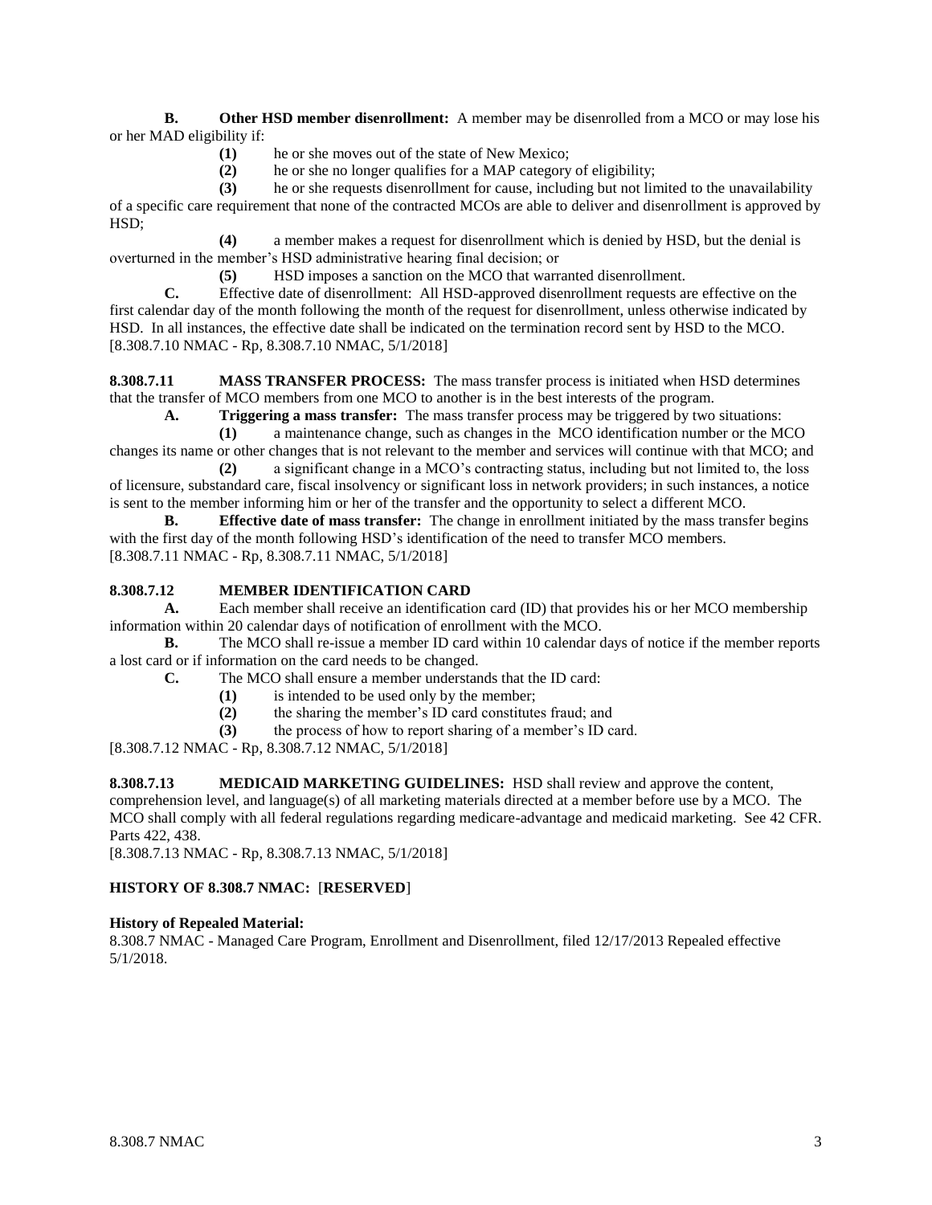**B. Other HSD member disenrollment:** A member may be disenrolled from a MCO or may lose his or her MAD eligibility if:

**(1)** he or she moves out of the state of New Mexico;

**(2)** he or she no longer qualifies for a MAP category of eligibility;

**(3)** he or she requests disenrollment for cause, including but not limited to the unavailability of a specific care requirement that none of the contracted MCOs are able to deliver and disenrollment is approved by HSD;

**(4)** a member makes a request for disenrollment which is denied by HSD, but the denial is overturned in the member's HSD administrative hearing final decision; or

**(5)** HSD imposes a sanction on the MCO that warranted disenrollment.

**C.** Effective date of disenrollment: All HSD-approved disenrollment requests are effective on the first calendar day of the month following the month of the request for disenrollment, unless otherwise indicated by HSD. In all instances, the effective date shall be indicated on the termination record sent by HSD to the MCO.
[8.308.7.10 NMAC - Rp, 8.308.7.10 NMAC, 5/1/2018]

**8.308.7.11 MASS TRANSFER PROCESS:** The mass transfer process is initiated when HSD determines that the transfer of MCO members from one MCO to another is in the best interests of the program.

**A. Triggering a mass transfer:** The mass transfer process may be triggered by two situations:

**(1)** a maintenance change, such as changes in the MCO identification number or the MCO changes its name or other changes that is not relevant to the member and services will continue with that MCO; and

**(2)** a significant change in a MCO's contracting status, including but not limited to, the loss of licensure, substandard care, fiscal insolvency or significant loss in network providers; in such instances, a notice is sent to the member informing him or her of the transfer and the opportunity to select a different MCO.

**B. Effective date of mass transfer:** The change in enrollment initiated by the mass transfer begins with the first day of the month following HSD's identification of the need to transfer MCO members.
[8.308.7.11 NMAC - Rp, 8.308.7.11 NMAC, 5/1/2018]

**8.308.7.12 MEMBER IDENTIFICATION CARD**

**A.** Each member shall receive an identification card (ID) that provides his or her MCO membership information within 20 calendar days of notification of enrollment with the MCO.

**B.** The MCO shall re-issue a member ID card within 10 calendar days of notice if the member reports a lost card or if information on the card needs to be changed.

**C.** The MCO shall ensure a member understands that the ID card:

**(1)** is intended to be used only by the member;

**(2)** the sharing the member's ID card constitutes fraud; and

**(3)** the process of how to report sharing of a member's ID card.

[8.308.7.12 NMAC - Rp, 8.308.7.12 NMAC, 5/1/2018]

**8.308.7.13 MEDICAID MARKETING GUIDELINES:** HSD shall review and approve the content, comprehension level, and language(s) of all marketing materials directed at a member before use by a MCO. The MCO shall comply with all federal regulations regarding medicare-advantage and medicaid marketing. See 42 CFR. Parts 422, 438.
[8.308.7.13 NMAC - Rp, 8.308.7.13 NMAC, 5/1/2018]

**HISTORY OF 8.308.7 NMAC:** [**RESERVED**]

**History of Repealed Material:**
8.308.7 NMAC - Managed Care Program, Enrollment and Disenrollment, filed 12/17/2013 Repealed effective 5/1/2018.